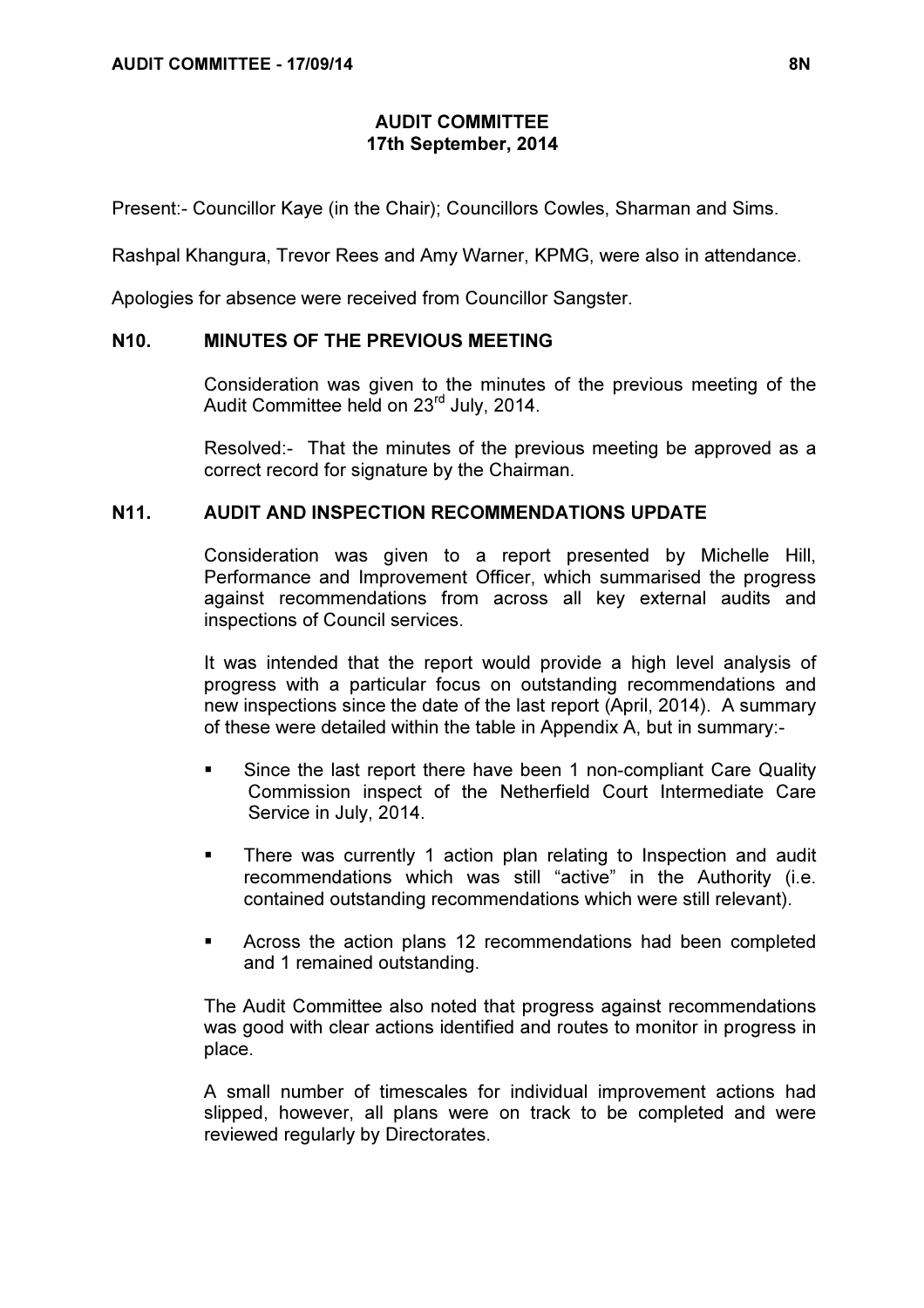# AUDIT COMMITTEE
## 17th September, 2014

Present:- Councillor Kaye (in the Chair); Councillors Cowles, Sharman and Sims.

Rashpal Khangura, Trevor Rees and Amy Warner, KPMG, were also in attendance.

Apologies for absence were received from Councillor Sangster.

### N10. MINUTES OF THE PREVIOUS MEETING

Consideration was given to the minutes of the previous meeting of the Audit Committee held on 23rd July, 2014.

Resolved:- That the minutes of the previous meeting be approved as a correct record for signature by the Chairman.

### N11. AUDIT AND INSPECTION RECOMMENDATIONS UPDATE

Consideration was given to a report presented by Michelle Hill, Performance and Improvement Officer, which summarised the progress against recommendations from across all key external audits and inspections of Council services.

It was intended that the report would provide a high level analysis of progress with a particular focus on outstanding recommendations and new inspections since the date of the last report (April, 2014). A summary of these were detailed within the table in Appendix A, but in summary:-

- Since the last report there have been 1 non-compliant Care Quality Commission inspect of the Netherfield Court Intermediate Care Service in July, 2014.
- There was currently 1 action plan relating to Inspection and audit recommendations which was still "active" in the Authority (i.e. contained outstanding recommendations which were still relevant).
- Across the action plans 12 recommendations had been completed and 1 remained outstanding.

The Audit Committee also noted that progress against recommendations was good with clear actions identified and routes to monitor in progress in place.

A small number of timescales for individual improvement actions had slipped, however, all plans were on track to be completed and were reviewed regularly by Directorates.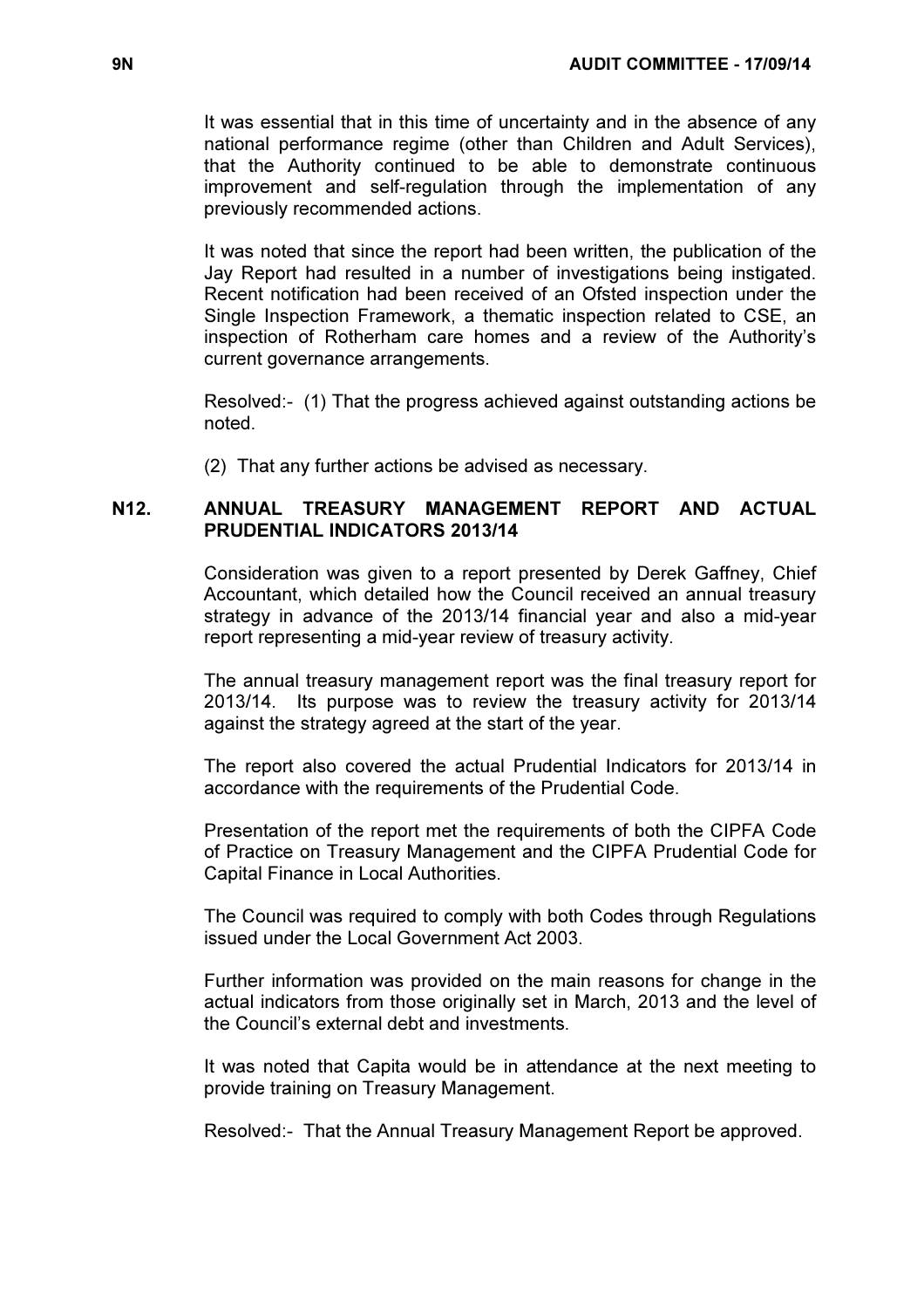It was essential that in this time of uncertainty and in the absence of any national performance regime (other than Children and Adult Services), that the Authority continued to be able to demonstrate continuous improvement and self-regulation through the implementation of any previously recommended actions.

It was noted that since the report had been written, the publication of the Jay Report had resulted in a number of investigations being instigated. Recent notification had been received of an Ofsted inspection under the Single Inspection Framework, a thematic inspection related to CSE, an inspection of Rotherham care homes and a review of the Authority's current governance arrangements.

Resolved:- (1) That the progress achieved against outstanding actions be noted.

(2) That any further actions be advised as necessary.

## N12. ANNUAL TREASURY MANAGEMENT REPORT AND ACTUAL PRUDENTIAL INDICATORS 2013/14

Consideration was given to a report presented by Derek Gaffney, Chief Accountant, which detailed how the Council received an annual treasury strategy in advance of the 2013/14 financial year and also a mid-year report representing a mid-year review of treasury activity.

The annual treasury management report was the final treasury report for 2013/14. Its purpose was to review the treasury activity for 2013/14 against the strategy agreed at the start of the year.

The report also covered the actual Prudential Indicators for 2013/14 in accordance with the requirements of the Prudential Code.

Presentation of the report met the requirements of both the CIPFA Code of Practice on Treasury Management and the CIPFA Prudential Code for Capital Finance in Local Authorities.

The Council was required to comply with both Codes through Regulations issued under the Local Government Act 2003.

Further information was provided on the main reasons for change in the actual indicators from those originally set in March, 2013 and the level of the Council's external debt and investments.

It was noted that Capita would be in attendance at the next meeting to provide training on Treasury Management.

Resolved:- That the Annual Treasury Management Report be approved.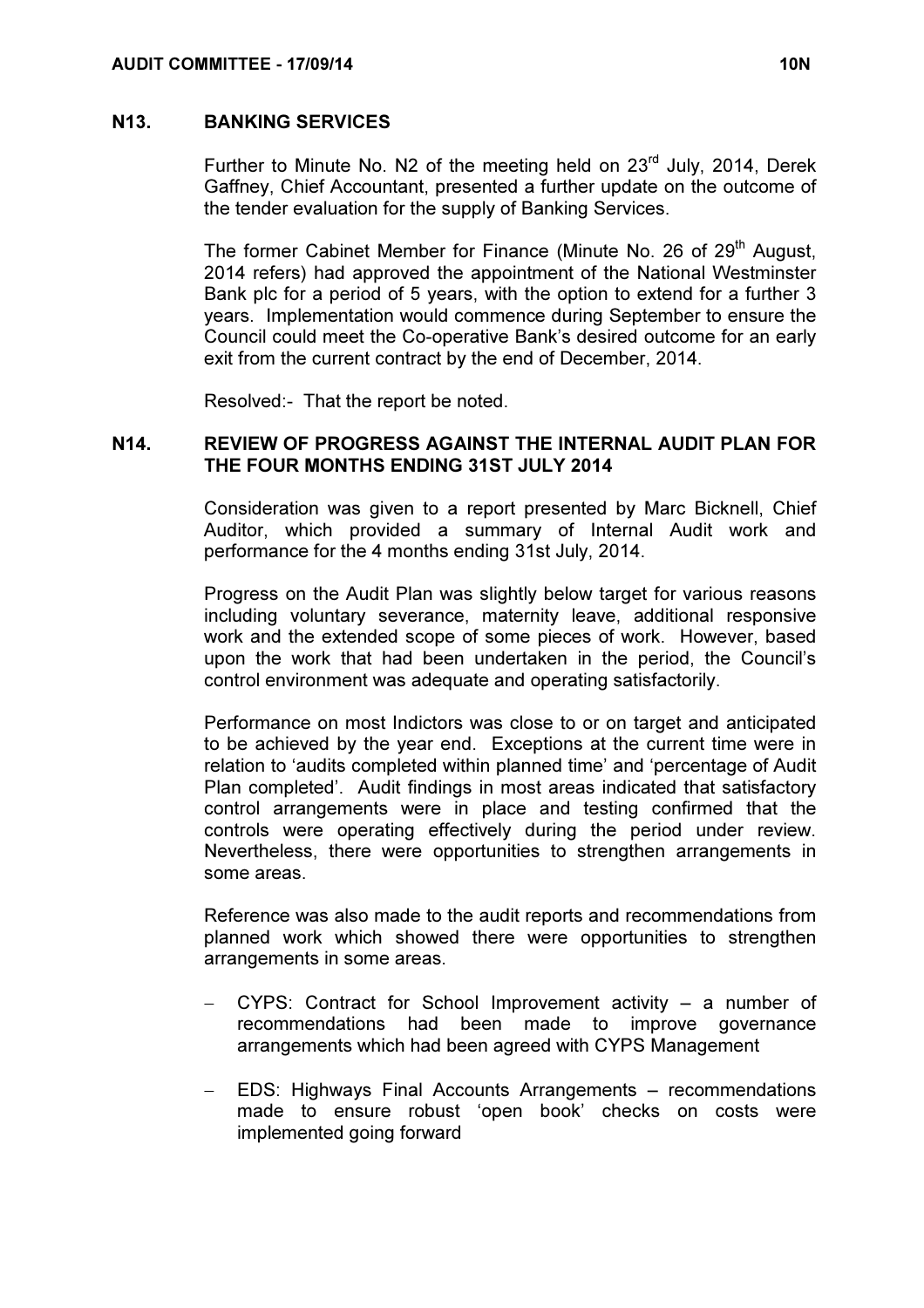## N13. BANKING SERVICES

Further to Minute No. N2 of the meeting held on 23rd July, 2014, Derek Gaffney, Chief Accountant, presented a further update on the outcome of the tender evaluation for the supply of Banking Services.

The former Cabinet Member for Finance (Minute No. 26 of 29th August, 2014 refers) had approved the appointment of the National Westminster Bank plc for a period of 5 years, with the option to extend for a further 3 years. Implementation would commence during September to ensure the Council could meet the Co-operative Bank's desired outcome for an early exit from the current contract by the end of December, 2014.

Resolved:- That the report be noted.

## N14. REVIEW OF PROGRESS AGAINST THE INTERNAL AUDIT PLAN FOR THE FOUR MONTHS ENDING 31ST JULY 2014

Consideration was given to a report presented by Marc Bicknell, Chief Auditor, which provided a summary of Internal Audit work and performance for the 4 months ending 31st July, 2014.

Progress on the Audit Plan was slightly below target for various reasons including voluntary severance, maternity leave, additional responsive work and the extended scope of some pieces of work. However, based upon the work that had been undertaken in the period, the Council's control environment was adequate and operating satisfactorily.

Performance on most Indictors was close to or on target and anticipated to be achieved by the year end. Exceptions at the current time were in relation to 'audits completed within planned time' and 'percentage of Audit Plan completed'. Audit findings in most areas indicated that satisfactory control arrangements were in place and testing confirmed that the controls were operating effectively during the period under review. Nevertheless, there were opportunities to strengthen arrangements in some areas.

Reference was also made to the audit reports and recommendations from planned work which showed there were opportunities to strengthen arrangements in some areas.

- CYPS: Contract for School Improvement activity – a number of recommendations had been made to improve governance arrangements which had been agreed with CYPS Management
- EDS: Highways Final Accounts Arrangements – recommendations made to ensure robust 'open book' checks on costs were implemented going forward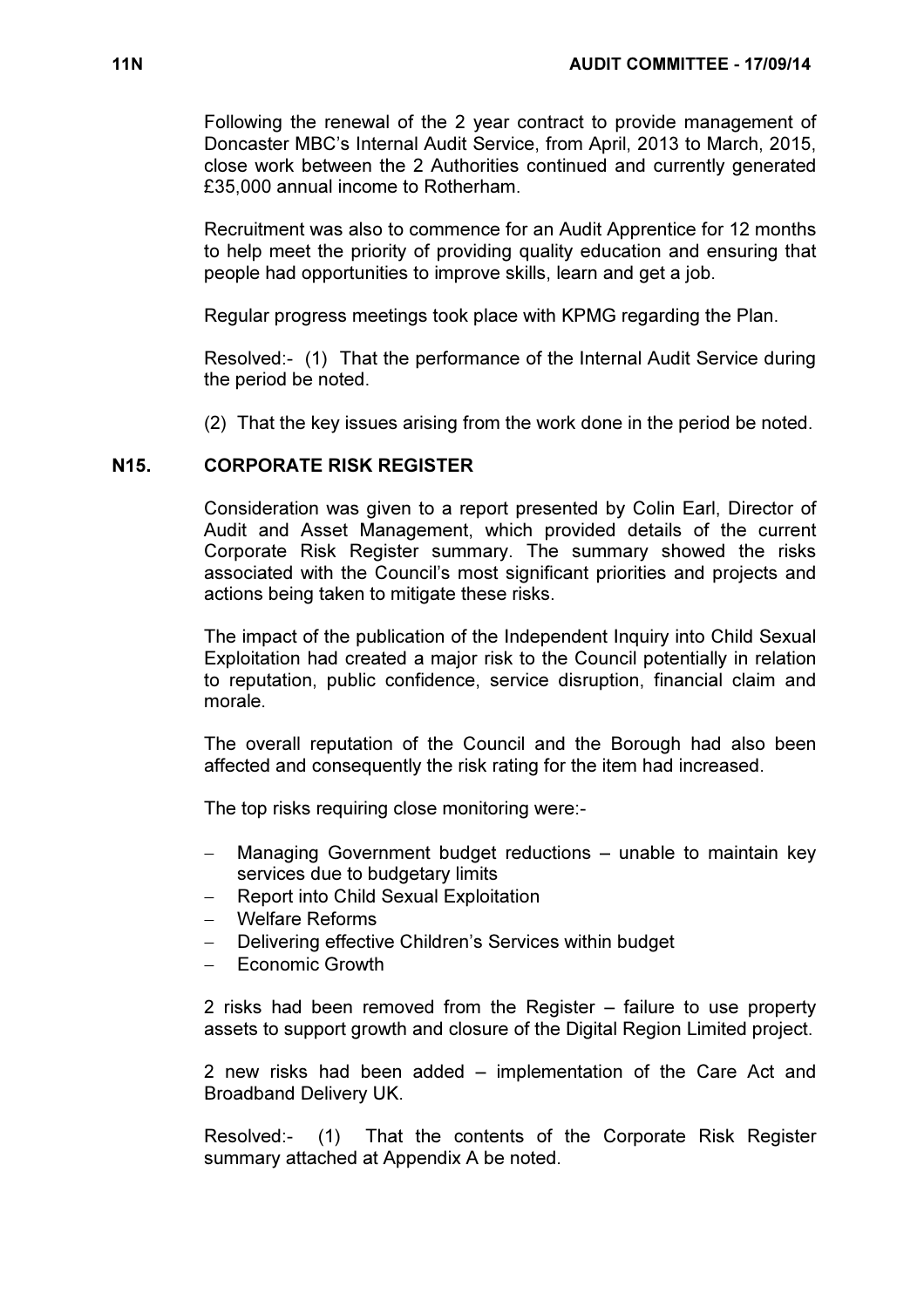Following the renewal of the 2 year contract to provide management of Doncaster MBC's Internal Audit Service, from April, 2013 to March, 2015, close work between the 2 Authorities continued and currently generated £35,000 annual income to Rotherham.

Recruitment was also to commence for an Audit Apprentice for 12 months to help meet the priority of providing quality education and ensuring that people had opportunities to improve skills, learn and get a job.

Regular progress meetings took place with KPMG regarding the Plan.

Resolved:- (1) That the performance of the Internal Audit Service during the period be noted.

(2) That the key issues arising from the work done in the period be noted.

## N15. CORPORATE RISK REGISTER

Consideration was given to a report presented by Colin Earl, Director of Audit and Asset Management, which provided details of the current Corporate Risk Register summary. The summary showed the risks associated with the Council's most significant priorities and projects and actions being taken to mitigate these risks.

The impact of the publication of the Independent Inquiry into Child Sexual Exploitation had created a major risk to the Council potentially in relation to reputation, public confidence, service disruption, financial claim and morale.

The overall reputation of the Council and the Borough had also been affected and consequently the risk rating for the item had increased.

The top risks requiring close monitoring were:-

- Managing Government budget reductions – unable to maintain key services due to budgetary limits
- Report into Child Sexual Exploitation
- Welfare Reforms
- Delivering effective Children's Services within budget
- Economic Growth

2 risks had been removed from the Register – failure to use property assets to support growth and closure of the Digital Region Limited project.

2 new risks had been added – implementation of the Care Act and Broadband Delivery UK.

Resolved:- (1) That the contents of the Corporate Risk Register summary attached at Appendix A be noted.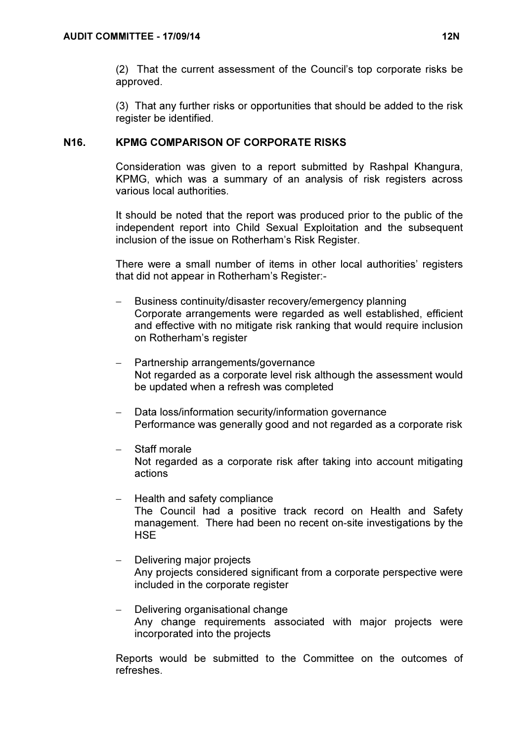(2) That the current assessment of the Council's top corporate risks be approved.

(3) That any further risks or opportunities that should be added to the risk register be identified.

## N16. KPMG COMPARISON OF CORPORATE RISKS

Consideration was given to a report submitted by Rashpal Khangura, KPMG, which was a summary of an analysis of risk registers across various local authorities.

It should be noted that the report was produced prior to the public of the independent report into Child Sexual Exploitation and the subsequent inclusion of the issue on Rotherham's Risk Register.

There were a small number of items in other local authorities' registers that did not appear in Rotherham's Register:-

- Business continuity/disaster recovery/emergency planning
  Corporate arrangements were regarded as well established, efficient and effective with no mitigate risk ranking that would require inclusion on Rotherham's register

- Partnership arrangements/governance
  Not regarded as a corporate level risk although the assessment would be updated when a refresh was completed

- Data loss/information security/information governance
  Performance was generally good and not regarded as a corporate risk

- Staff morale
  Not regarded as a corporate risk after taking into account mitigating actions

- Health and safety compliance
  The Council had a positive track record on Health and Safety management. There had been no recent on-site investigations by the HSE

- Delivering major projects
  Any projects considered significant from a corporate perspective were included in the corporate register

- Delivering organisational change
  Any change requirements associated with major projects were incorporated into the projects

Reports would be submitted to the Committee on the outcomes of refreshes.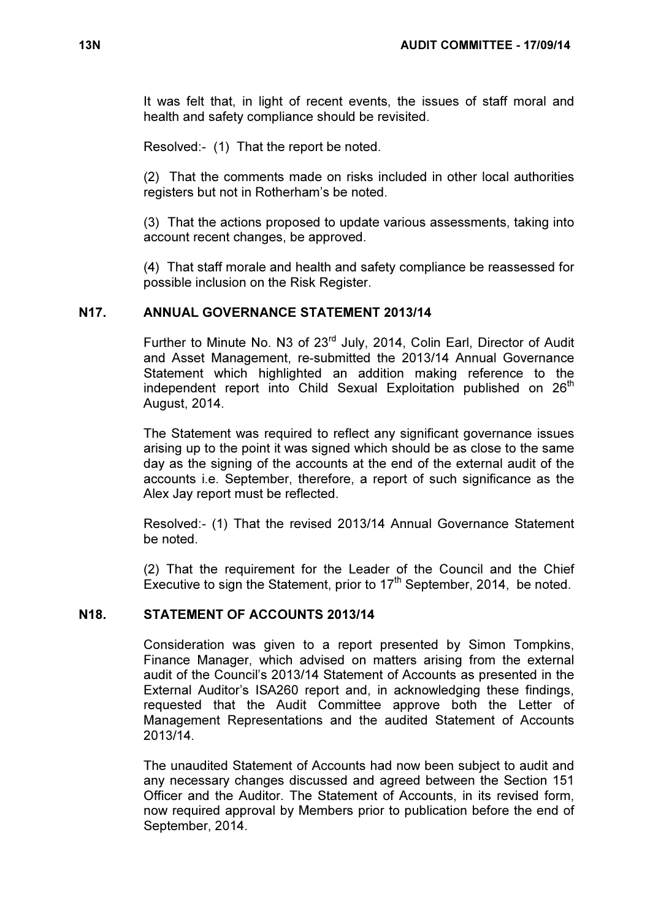It was felt that, in light of recent events, the issues of staff moral and health and safety compliance should be revisited.

Resolved:- (1) That the report be noted.

(2) That the comments made on risks included in other local authorities registers but not in Rotherham's be noted.

(3) That the actions proposed to update various assessments, taking into account recent changes, be approved.

(4) That staff morale and health and safety compliance be reassessed for possible inclusion on the Risk Register.

## N17. ANNUAL GOVERNANCE STATEMENT 2013/14

Further to Minute No. N3 of 23rd July, 2014, Colin Earl, Director of Audit and Asset Management, re-submitted the 2013/14 Annual Governance Statement which highlighted an addition making reference to the independent report into Child Sexual Exploitation published on 26th August, 2014.

The Statement was required to reflect any significant governance issues arising up to the point it was signed which should be as close to the same day as the signing of the accounts at the end of the external audit of the accounts i.e. September, therefore, a report of such significance as the Alex Jay report must be reflected.

Resolved:- (1) That the revised 2013/14 Annual Governance Statement be noted.

(2) That the requirement for the Leader of the Council and the Chief Executive to sign the Statement, prior to 17th September, 2014, be noted.

## N18. STATEMENT OF ACCOUNTS 2013/14

Consideration was given to a report presented by Simon Tompkins, Finance Manager, which advised on matters arising from the external audit of the Council's 2013/14 Statement of Accounts as presented in the External Auditor's ISA260 report and, in acknowledging these findings, requested that the Audit Committee approve both the Letter of Management Representations and the audited Statement of Accounts 2013/14.

The unaudited Statement of Accounts had now been subject to audit and any necessary changes discussed and agreed between the Section 151 Officer and the Auditor. The Statement of Accounts, in its revised form, now required approval by Members prior to publication before the end of September, 2014.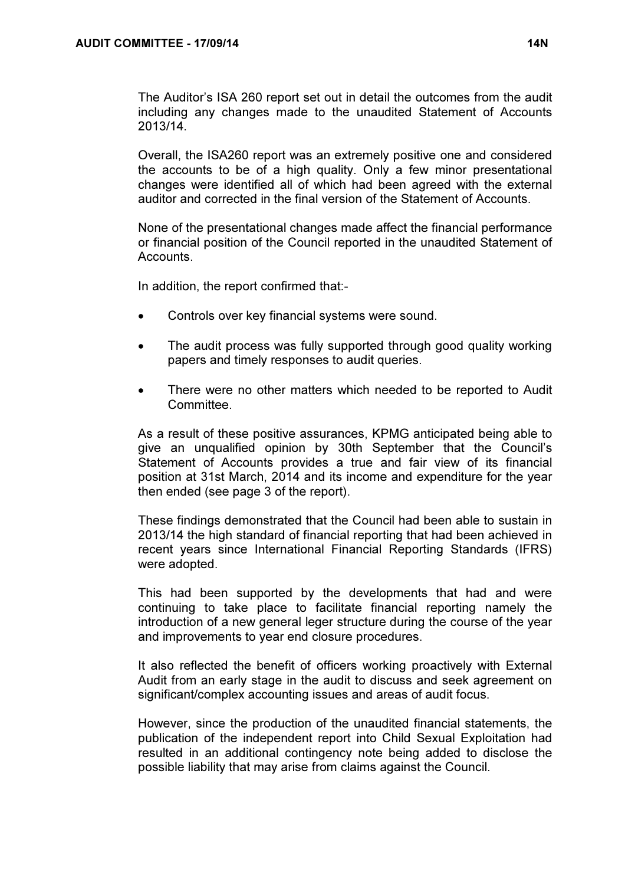The Auditor's ISA 260 report set out in detail the outcomes from the audit including any changes made to the unaudited Statement of Accounts 2013/14.

Overall, the ISA260 report was an extremely positive one and considered the accounts to be of a high quality. Only a few minor presentational changes were identified all of which had been agreed with the external auditor and corrected in the final version of the Statement of Accounts.

None of the presentational changes made affect the financial performance or financial position of the Council reported in the unaudited Statement of Accounts.

In addition, the report confirmed that:-

- Controls over key financial systems were sound.
- The audit process was fully supported through good quality working papers and timely responses to audit queries.
- There were no other matters which needed to be reported to Audit Committee.

As a result of these positive assurances, KPMG anticipated being able to give an unqualified opinion by 30th September that the Council's Statement of Accounts provides a true and fair view of its financial position at 31st March, 2014 and its income and expenditure for the year then ended (see page 3 of the report).

These findings demonstrated that the Council had been able to sustain in 2013/14 the high standard of financial reporting that had been achieved in recent years since International Financial Reporting Standards (IFRS) were adopted.

This had been supported by the developments that had and were continuing to take place to facilitate financial reporting namely the introduction of a new general leger structure during the course of the year and improvements to year end closure procedures.

It also reflected the benefit of officers working proactively with External Audit from an early stage in the audit to discuss and seek agreement on significant/complex accounting issues and areas of audit focus.

However, since the production of the unaudited financial statements, the publication of the independent report into Child Sexual Exploitation had resulted in an additional contingency note being added to disclose the possible liability that may arise from claims against the Council.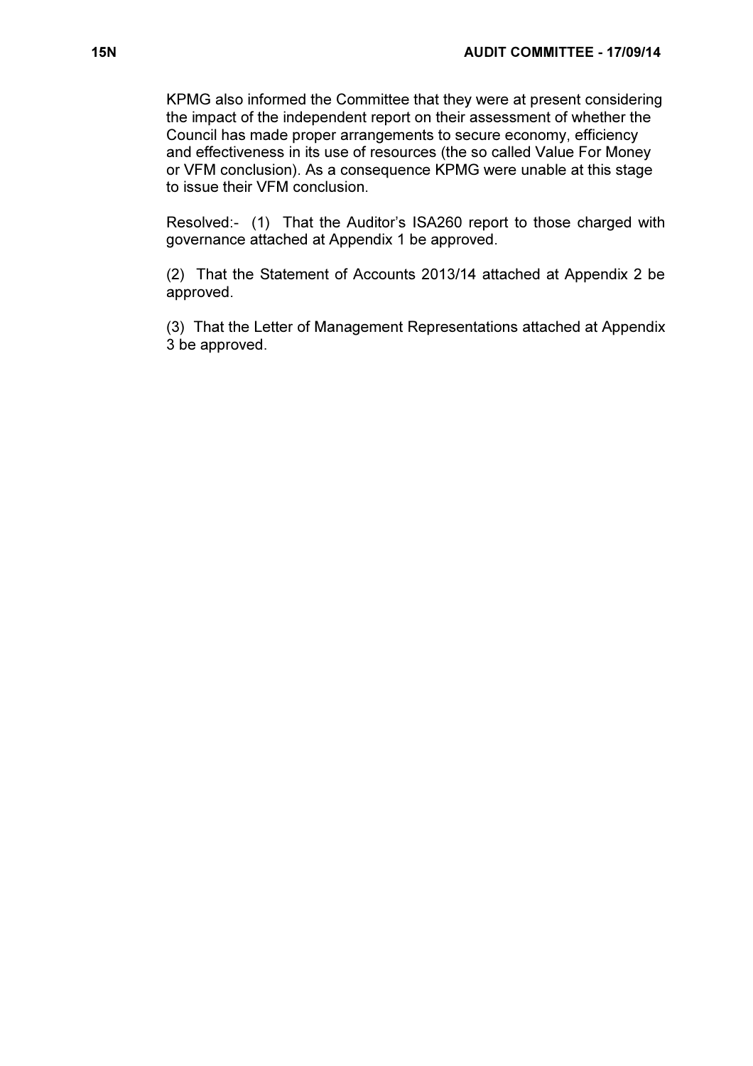KPMG also informed the Committee that they were at present considering the impact of the independent report on their assessment of whether the Council has made proper arrangements to secure economy, efficiency and effectiveness in its use of resources (the so called Value For Money or VFM conclusion). As a consequence KPMG were unable at this stage to issue their VFM conclusion.

Resolved:- (1) That the Auditor's ISA260 report to those charged with governance attached at Appendix 1 be approved.

(2) That the Statement of Accounts 2013/14 attached at Appendix 2 be approved.

(3) That the Letter of Management Representations attached at Appendix 3 be approved.